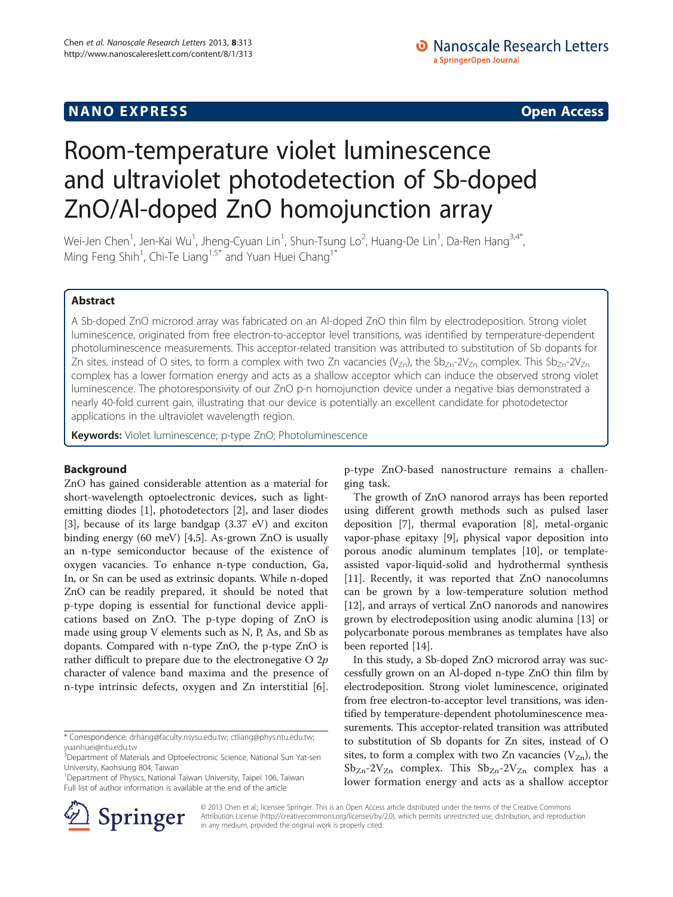NANO EXPRESS **Open Access**

# Room-temperature violet luminescence and ultraviolet photodetection of Sb-doped ZnO/Al-doped ZnO homojunction array

Wei-Jen Chen[1], Jen-Kai Wu[1], Jheng-Cyuan Lin[1], Shun-Tsung Lo[2], Huang-De Lin[1], Da-Ren Hang[3,4*], Ming Feng Shih[1], Chi-Te Liang[1,5*] and Yuan Huei Chang[1*]

## Abstract

A Sb-doped ZnO microrod array was fabricated on an Al-doped ZnO thin film by electrodeposition. Strong violet luminescence, originated from free electron-to-acceptor level transitions, was identified by temperature-dependent photoluminescence measurements. This acceptor-related transition was attributed to substitution of Sb dopants for Zn sites, instead of O sites, to form a complex with two Zn vacancies ($V_{Zn}$), the $Sb_{Zn}$-$2V_{Zn}$ complex. This $Sb_{Zn}$-$2V_{Zn}$ complex has a lower formation energy and acts as a shallow acceptor which can induce the observed strong violet luminescence. The photoresponsivity of our ZnO p-n homojunction device under a negative bias demonstrated a nearly 40-fold current gain, illustrating that our device is potentially an excellent candidate for photodetector applications in the ultraviolet wavelength region.

**Keywords:** Violet luminescence; p-type ZnO; Photoluminescence

## Background

ZnO has gained considerable attention as a material for short-wavelength optoelectronic devices, such as light-emitting diodes [1], photodetectors [2], and laser diodes [3], because of its large bandgap (3.37 eV) and exciton binding energy (60 meV) [4,5]. As-grown ZnO is usually an n-type semiconductor because of the existence of oxygen vacancies. To enhance n-type conduction, Ga, In, or Sn can be used as extrinsic dopants. While n-doped ZnO can be readily prepared, it should be noted that p-type doping is essential for functional device applications based on ZnO. The p-type doping of ZnO is made using group V elements such as N, P, As, and Sb as dopants. Compared with n-type ZnO, the p-type ZnO is rather difficult to prepare due to the electronegative O 2*p* character of valence band maxima and the presence of n-type intrinsic defects, oxygen and Zn interstitial [6]. p-type ZnO-based nanostructure remains a challenging task.

The growth of ZnO nanorod arrays has been reported using different growth methods such as pulsed laser deposition [7], thermal evaporation [8], metal-organic vapor-phase epitaxy [9], physical vapor deposition into porous anodic aluminum templates [10], or template-assisted vapor-liquid-solid and hydrothermal synthesis [11]. Recently, it was reported that ZnO nanocolumns can be grown by a low-temperature solution method [12], and arrays of vertical ZnO nanorods and nanowires grown by electrodeposition using anodic alumina [13] or polycarbonate porous membranes as templates have also been reported [14].

In this study, a Sb-doped ZnO microrod array was successfully grown on an Al-doped n-type ZnO thin film by electrodeposition. Strong violet luminescence, originated from free electron-to-acceptor level transitions, was identified by temperature-dependent photoluminescence measurements. This acceptor-related transition was attributed to substitution of Sb dopants for Zn sites, instead of O sites, to form a complex with two Zn vacancies ($V_{Zn}$), the $Sb_{Zn}$-$2V_{Zn}$ complex. This $Sb_{Zn}$-$2V_{Zn}$ complex has a lower formation energy and acts as a shallow acceptor

\* Correspondence: drhang@faculty.nsysu.edu.tw; ctliang@phys.ntu.edu.tw; yuanhuei@ntu.edu.tw
[3]Department of Materials and Optoelectronic Science, National Sun Yat-sen University, Kaohsiung 804, Taiwan
[1]Department of Physics, National Taiwan University, Taipei 106, Taiwan
Full list of author information is available at the end of the article

© 2013 Chen et al.; licensee Springer. This is an Open Access article distributed under the terms of the Creative Commons Attribution License (http://creativecommons.org/licenses/by/2.0), which permits unrestricted use, distribution, and reproduction in any medium, provided the original work is properly cited.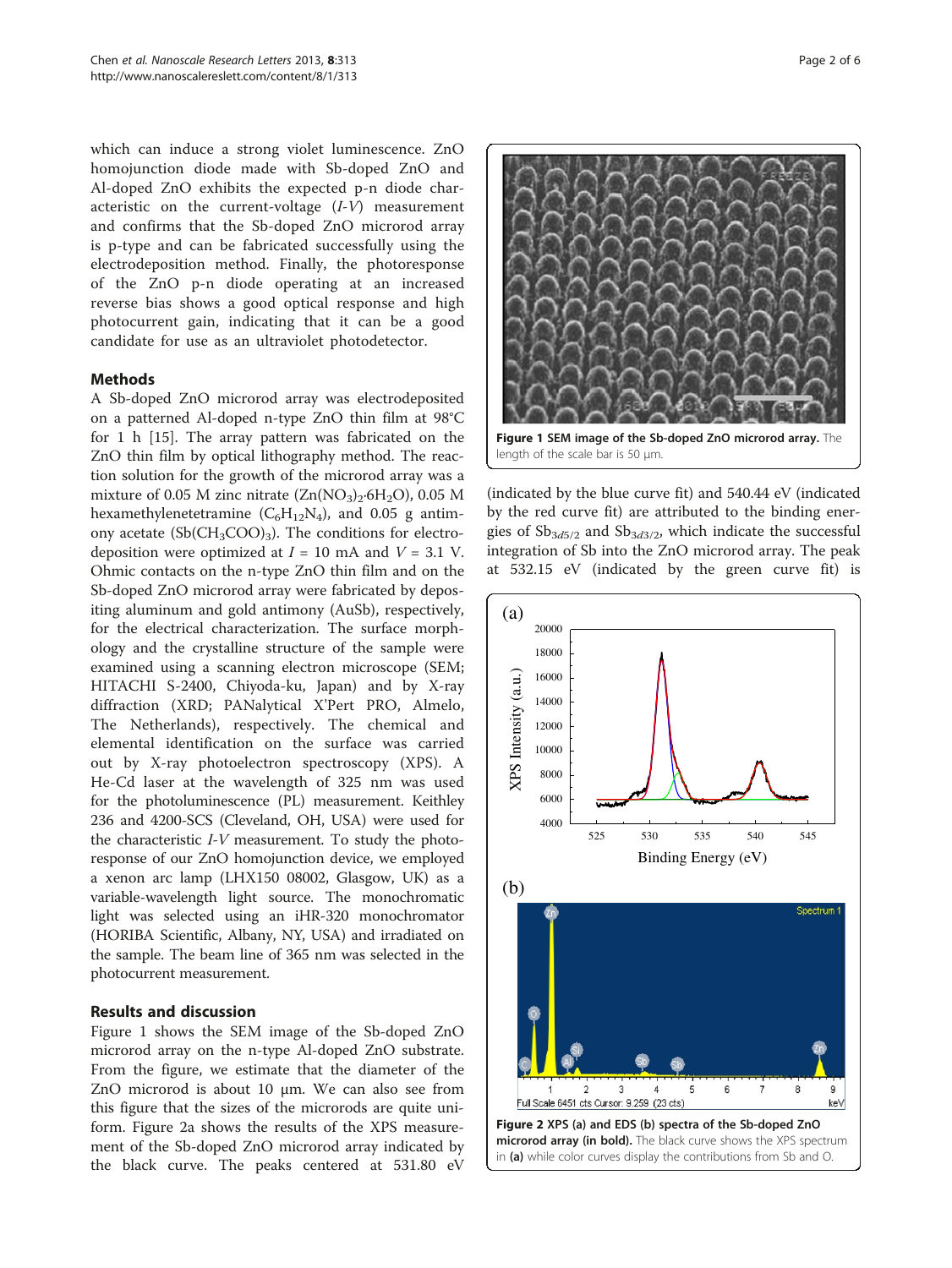which can induce a strong violet luminescence. ZnO homojunction diode made with Sb-doped ZnO and Al-doped ZnO exhibits the expected p-n diode characteristic on the current-voltage (*I-V*) measurement and confirms that the Sb-doped ZnO microrod array is p-type and can be fabricated successfully using the electrodeposition method. Finally, the photoresponse of the ZnO p-n diode operating at an increased reverse bias shows a good optical response and high photocurrent gain, indicating that it can be a good candidate for use as an ultraviolet photodetector.

## Methods

A Sb-doped ZnO microrod array was electrodeposited on a patterned Al-doped n-type ZnO thin film at 98°C for 1 h [15]. The array pattern was fabricated on the ZnO thin film by optical lithography method. The reaction solution for the growth of the microrod array was a mixture of 0.05 M zinc nitrate ($Zn(NO_3)_2 \cdot 6H_2O$), 0.05 M hexamethylenetetramine ($C_6H_{12}N_4$), and 0.05 g antimony acetate ($Sb(CH_3COO)_3$). The conditions for electrodeposition were optimized at $I$ = 10 mA and $V$ = 3.1 V. Ohmic contacts on the n-type ZnO thin film and on the Sb-doped ZnO microrod array were fabricated by depositing aluminum and gold antimony (AuSb), respectively, for the electrical characterization. The surface morphology and the crystalline structure of the sample were examined using a scanning electron microscope (SEM; HITACHI S-2400, Chiyoda-ku, Japan) and by X-ray diffraction (XRD; PANalytical X'Pert PRO, Almelo, The Netherlands), respectively. The chemical and elemental identification on the surface was carried out by X-ray photoelectron spectroscopy (XPS). A He-Cd laser at the wavelength of 325 nm was used for the photoluminescence (PL) measurement. Keithley 236 and 4200-SCS (Cleveland, OH, USA) were used for the characteristic *I-V* measurement. To study the photoresponse of our ZnO homojunction device, we employed a xenon arc lamp (LHX150 08002, Glasgow, UK) as a variable-wavelength light source. The monochromatic light was selected using an iHR-320 monochromator (HORIBA Scientific, Albany, NY, USA) and irradiated on the sample. The beam line of 365 nm was selected in the photocurrent measurement.

## Results and discussion

Figure 1 shows the SEM image of the Sb-doped ZnO microrod array on the n-type Al-doped ZnO substrate. From the figure, we estimate that the diameter of the ZnO microrod is about 10 μm. We can also see from this figure that the sizes of the microrods are quite uniform. Figure 2a shows the results of the XPS measurement of the Sb-doped ZnO microrod array indicated by the black curve. The peaks centered at 531.80 eV (indicated by the blue curve fit) and 540.44 eV (indicated by the red curve fit) are attributed to the binding energies of $Sb_{3d5/2}$ and $Sb_{3d3/2}$, which indicate the successful integration of Sb into the ZnO microrod array. The peak at 532.15 eV (indicated by the green curve fit) is

**Figure 1 SEM image of the Sb-doped ZnO microrod array.** The length of the scale bar is 50 μm.

**Figure 2 XPS (a) and EDS (b) spectra of the Sb-doped ZnO microrod array (in bold).** The black curve shows the XPS spectrum in **(a)** while color curves display the contributions from Sb and O.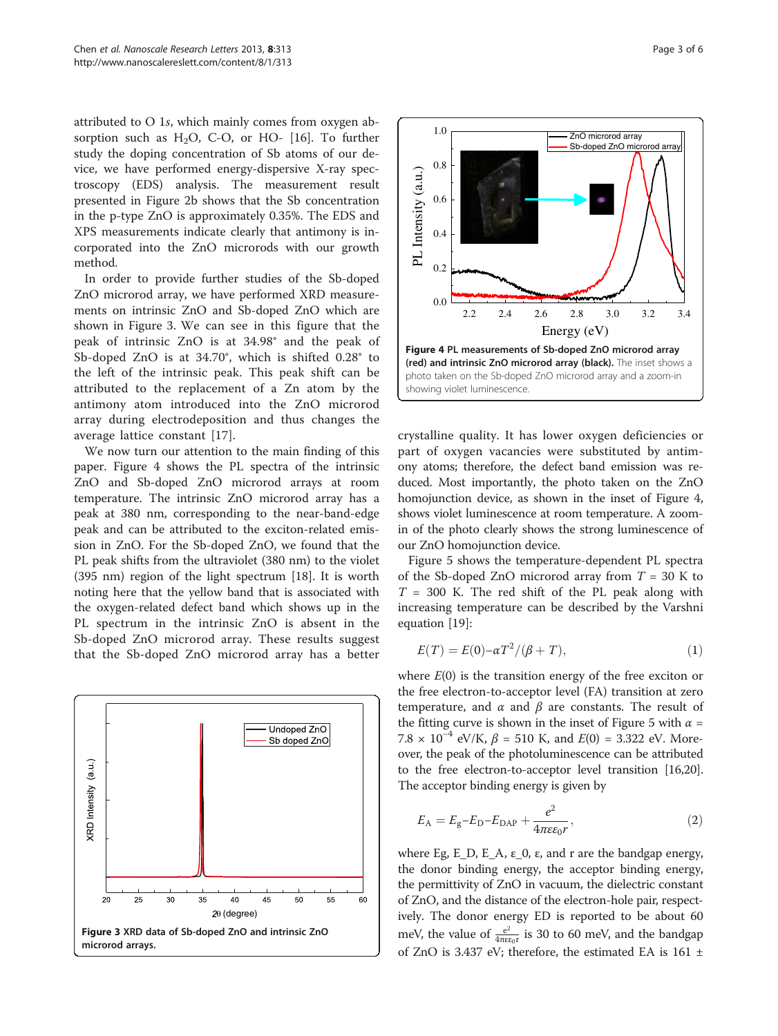attributed to O 1*s*, which mainly comes from oxygen absorption such as $H_2O$, C-O, or HO- [16]. To further study the doping concentration of Sb atoms of our device, we have performed energy-dispersive X-ray spectroscopy (EDS) analysis. The measurement result presented in Figure 2b shows that the Sb concentration in the p-type ZnO is approximately 0.35%. The EDS and XPS measurements indicate clearly that antimony is incorporated into the ZnO microrods with our growth method.

In order to provide further studies of the Sb-doped ZnO microrod array, we have performed XRD measurements on intrinsic ZnO and Sb-doped ZnO which are shown in Figure 3. We can see in this figure that the peak of intrinsic ZnO is at 34.98° and the peak of Sb-doped ZnO is at 34.70°, which is shifted 0.28° to the left of the intrinsic peak. This peak shift can be attributed to the replacement of a Zn atom by the antimony atom introduced into the ZnO microrod array during electrodeposition and thus changes the average lattice constant [17].

We now turn our attention to the main finding of this paper. Figure 4 shows the PL spectra of the intrinsic ZnO and Sb-doped ZnO microrod arrays at room temperature. The intrinsic ZnO microrod array has a peak at 380 nm, corresponding to the near-band-edge peak and can be attributed to the exciton-related emission in ZnO. For the Sb-doped ZnO, we found that the PL peak shifts from the ultraviolet (380 nm) to the violet (395 nm) region of the light spectrum [18]. It is worth noting here that the yellow band that is associated with the oxygen-related defect band which shows up in the PL spectrum in the intrinsic ZnO is absent in the Sb-doped ZnO microrod array. These results suggest that the Sb-doped ZnO microrod array has a better crystalline quality. It has lower oxygen deficiencies or part of oxygen vacancies were substituted by antimony atoms; therefore, the defect band emission was reduced. Most importantly, the photo taken on the ZnO homojunction device, as shown in the inset of Figure 4, shows violet luminescence at room temperature. A zoom-in of the photo clearly shows the strong luminescence of our ZnO homojunction device.

**Figure 3** XRD data of Sb-doped ZnO and intrinsic ZnO microrod arrays.

**Figure 4** PL measurements of Sb-doped ZnO microrod array (red) and intrinsic ZnO microrod array (black). The inset shows a photo taken on the Sb-doped ZnO microrod array and a zoom-in showing violet luminescence.

Figure 5 shows the temperature-dependent PL spectra of the Sb-doped ZnO microrod array from $T$ = 30 K to $T$ = 300 K. The red shift of the PL peak along with increasing temperature can be described by the Varshni equation [19]:

$$E(T) = E(0) - \alpha T^2/(\beta + T), \tag{1}$$

where $E(0)$ is the transition energy of the free exciton or the free electron-to-acceptor level (FA) transition at zero temperature, and $\alpha$ and $\beta$ are constants. The result of the fitting curve is shown in the inset of Figure 5 with $\alpha = 7.8 \times 10^{-4}$ eV/K, $\beta$ = 510 K, and $E(0)$ = 3.322 eV. Moreover, the peak of the photoluminescence can be attributed to the free electron-to-acceptor level transition [16,20]. The acceptor binding energy is given by

$$E_A = E_g - E_D - E_{DAP} + \frac{e^2}{4\pi\varepsilon\varepsilon_0 r}, \tag{2}$$

where Eg, E_D, E_A, ε_0, ε, and r are the bandgap energy, the donor binding energy, the acceptor binding energy, the permittivity of ZnO in vacuum, the dielectric constant of ZnO, and the distance of the electron-hole pair, respectively. The donor energy ED is reported to be about 60 meV, the value of $\frac{e^2}{4\pi\varepsilon\varepsilon_0 r}$ is 30 to 60 meV, and the bandgap of ZnO is 3.437 eV; therefore, the estimated EA is 161 ±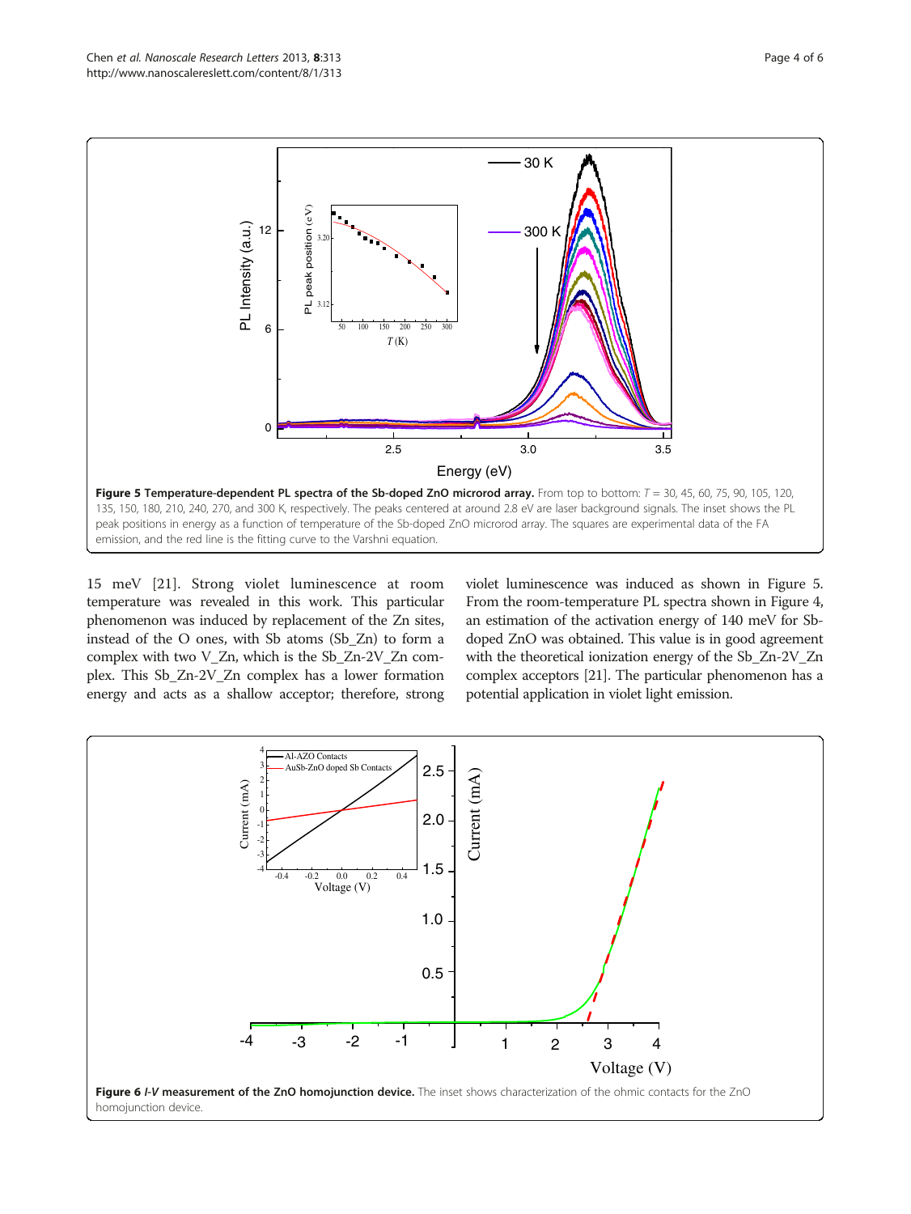**Figure 5 Temperature-dependent PL spectra of the Sb-doped ZnO microrod array.** From top to bottom: $T$ = 30, 45, 60, 75, 90, 105, 120, 135, 150, 180, 210, 240, 270, and 300 K, respectively. The peaks centered at around 2.8 eV are laser background signals. The inset shows the PL peak positions in energy as a function of temperature of the Sb-doped ZnO microrod array. The squares are experimental data of the FA emission, and the red line is the fitting curve to the Varshni equation.

15 meV [21]. Strong violet luminescence at room temperature was revealed in this work. This particular phenomenon was induced by replacement of the Zn sites, instead of the O ones, with Sb atoms ($Sb_{Zn}$) to form a complex with two $V_{Zn}$, which is the $Sb_{Zn}$-2$V_{Zn}$ complex. This $Sb_{Zn}$-2$V_{Zn}$ complex has a lower formation energy and acts as a shallow acceptor; therefore, strong violet luminescence was induced as shown in Figure 5. From the room-temperature PL spectra shown in Figure 4, an estimation of the activation energy of 140 meV for Sb-doped ZnO was obtained. This value is in good agreement with the theoretical ionization energy of the $Sb_{Zn}$-2$V_{Zn}$ complex acceptors [21]. The particular phenomenon has a potential application in violet light emission.

**Figure 6** ***I-V*** **measurement of the ZnO homojunction device.** The inset shows characterization of the ohmic contacts for the ZnO homojunction device.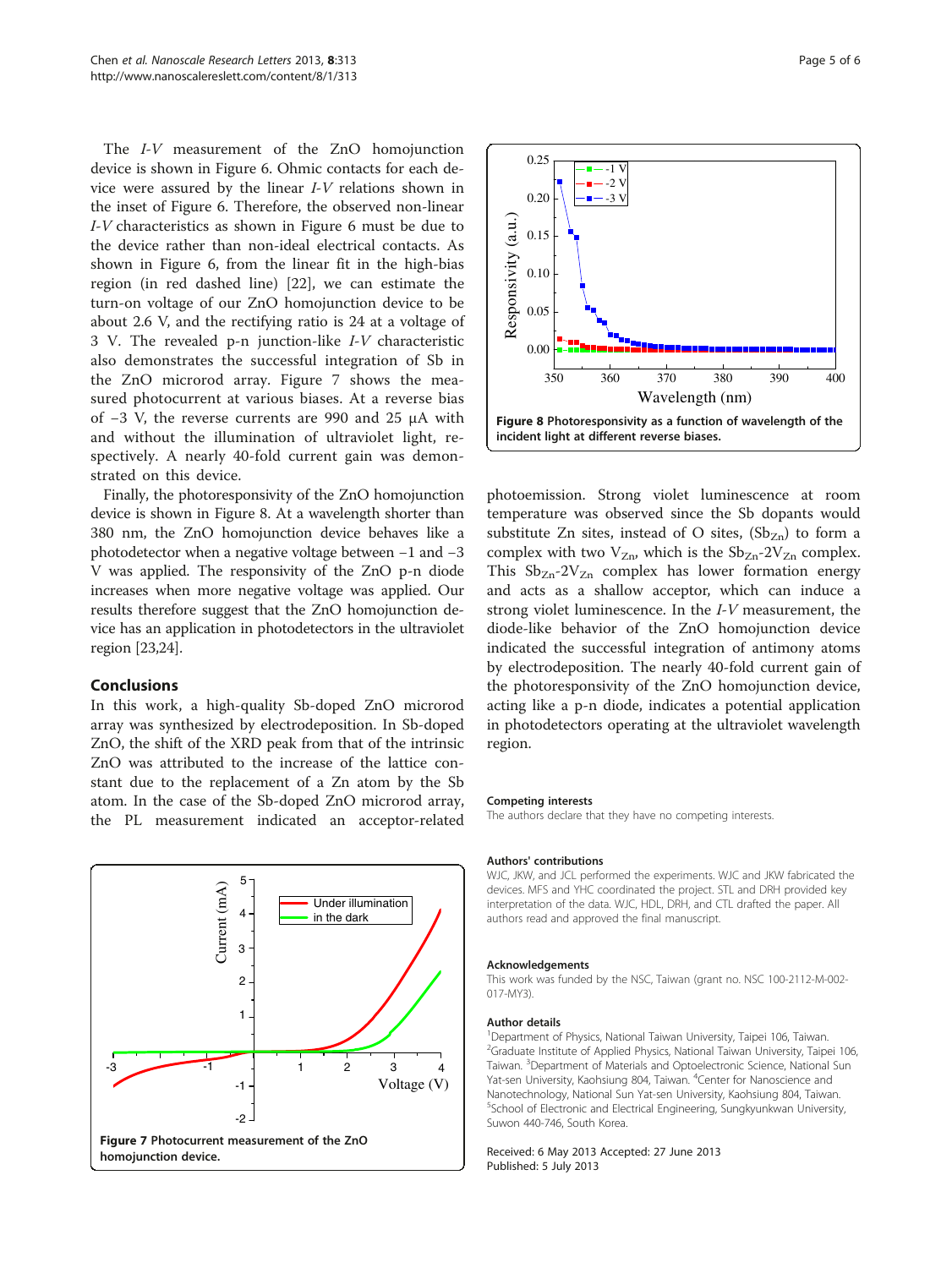The *I-V* measurement of the ZnO homojunction device is shown in Figure 6. Ohmic contacts for each device were assured by the linear *I-V* relations shown in the inset of Figure 6. Therefore, the observed non-linear *I-V* characteristics as shown in Figure 6 must be due to the device rather than non-ideal electrical contacts. As shown in Figure 6, from the linear fit in the high-bias region (in red dashed line) [22], we can estimate the turn-on voltage of our ZnO homojunction device to be about 2.6 V, and the rectifying ratio is 24 at a voltage of 3 V. The revealed p-n junction-like *I-V* characteristic also demonstrates the successful integration of Sb in the ZnO microrod array. Figure 7 shows the measured photocurrent at various biases. At a reverse bias of −3 V, the reverse currents are 990 and 25 μA with and without the illumination of ultraviolet light, respectively. A nearly 40-fold current gain was demonstrated on this device.

Finally, the photoresponsivity of the ZnO homojunction device is shown in Figure 8. At a wavelength shorter than 380 nm, the ZnO homojunction device behaves like a photodetector when a negative voltage between −1 and −3 V was applied. The responsivity of the ZnO p-n diode increases when more negative voltage was applied. Our results therefore suggest that the ZnO homojunction device has an application in photodetectors in the ultraviolet region [23,24].

## Conclusions

In this work, a high-quality Sb-doped ZnO microrod array was synthesized by electrodeposition. In Sb-doped ZnO, the shift of the XRD peak from that of the intrinsic ZnO was attributed to the increase of the lattice constant due to the replacement of a Zn atom by the Sb atom. In the case of the Sb-doped ZnO microrod array, the PL measurement indicated an acceptor-related photoemission. Strong violet luminescence at room temperature was observed since the Sb dopants would substitute Zn sites, instead of O sites, ($Sb_{Zn}$) to form a complex with two $V_{Zn}$, which is the $Sb_{Zn}$-$2V_{Zn}$ complex. This $Sb_{Zn}$-$2V_{Zn}$ complex has lower formation energy and acts as a shallow acceptor, which can induce a strong violet luminescence. In the *I-V* measurement, the diode-like behavior of the ZnO homojunction device indicated the successful integration of antimony atoms by electrodeposition. The nearly 40-fold current gain of the photoresponsivity of the ZnO homojunction device, acting like a p-n diode, indicates a potential application in photodetectors operating at the ultraviolet wavelength region.

**Figure 7** Photocurrent measurement of the ZnO homojunction device.

**Figure 8** Photoresponsivity as a function of wavelength of the incident light at different reverse biases.

#### Competing interests

The authors declare that they have no competing interests.

#### Authors' contributions

WJC, JKW, and JCL performed the experiments. WJC and JKW fabricated the devices. MFS and YHC coordinated the project. STL and DRH provided key interpretation of the data. WJC, HDL, DRH, and CTL drafted the paper. All authors read and approved the final manuscript.

#### Acknowledgements

This work was funded by the NSC, Taiwan (grant no. NSC 100-2112-M-002-017-MY3).

#### Author details

[1]Department of Physics, National Taiwan University, Taipei 106, Taiwan. [2]Graduate Institute of Applied Physics, National Taiwan University, Taipei 106, Taiwan. [3]Department of Materials and Optoelectronic Science, National Sun Yat-sen University, Kaohsiung 804, Taiwan. [4]Center for Nanoscience and Nanotechnology, National Sun Yat-sen University, Kaohsiung 804, Taiwan. [5]School of Electronic and Electrical Engineering, Sungkyunkwan University, Suwon 440-746, South Korea.

Received: 6 May 2013 Accepted: 27 June 2013
Published: 5 July 2013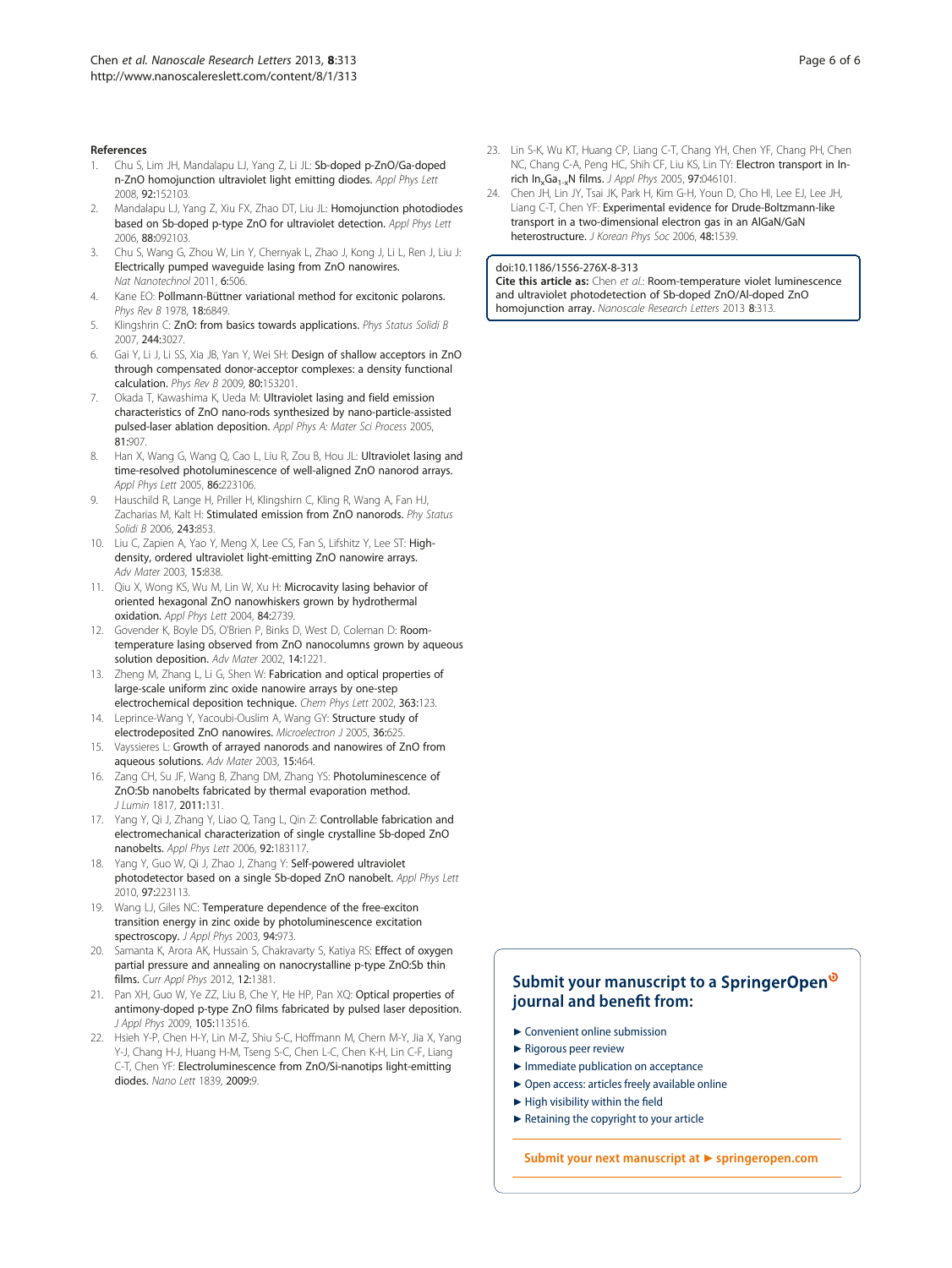### References

1. Chu S, Lim JH, Mandalapu LJ, Yang Z, Li JL: **Sb-doped p-ZnO/Ga-doped n-ZnO homojunction ultraviolet light emitting diodes.** *Appl Phys Lett* 2008, **92:**152103.
2. Mandalapu LJ, Yang Z, Xiu FX, Zhao DT, Liu JL: **Homojunction photodiodes based on Sb-doped p-type ZnO for ultraviolet detection.** *Appl Phys Lett* 2006, **88:**092103.
3. Chu S, Wang G, Zhou W, Lin Y, Chernyak L, Zhao J, Kong J, Li L, Ren J, Liu J: **Electrically pumped waveguide lasing from ZnO nanowires.** *Nat Nanotechnol* 2011, **6:**506.
4. Kane EO: **Pollmann-Büttner variational method for excitonic polarons.** *Phys Rev B* 1978, **18:**6849.
5. Klingshrin C: **ZnO: from basics towards applications.** *Phys Status Solidi B* 2007, **244:**3027.
6. Gai Y, Li J, Li SS, Xia JB, Yan Y, Wei SH: **Design of shallow acceptors in ZnO through compensated donor-acceptor complexes: a density functional calculation.** *Phys Rev B* 2009, **80:**153201.
7. Okada T, Kawashima K, Ueda M: **Ultraviolet lasing and field emission characteristics of ZnO nano-rods synthesized by nano-particle-assisted pulsed-laser ablation deposition.** *Appl Phys A: Mater Sci Process* 2005, **81:**907.
8. Han X, Wang G, Wang Q, Cao L, Liu R, Zou B, Hou JL: **Ultraviolet lasing and time-resolved photoluminescence of well-aligned ZnO nanorod arrays.** *Appl Phys Lett* 2005, **86:**223106.
9. Hauschild R, Lange H, Priller H, Klingshirn C, Kling R, Wang A, Fan HJ, Zacharias M, Kalt H: **Stimulated emission from ZnO nanorods.** *Phy Status Solidi B* 2006, **243:**853.
10. Liu C, Zapien A, Yao Y, Meng X, Lee CS, Fan S, Lifshitz Y, Lee ST: **High-density, ordered ultraviolet light-emitting ZnO nanowire arrays.** *Adv Mater* 2003, **15:**838.
11. Qiu X, Wong KS, Wu M, Lin W, Xu H: **Microcavity lasing behavior of oriented hexagonal ZnO nanowhiskers grown by hydrothermal oxidation.** *Appl Phys Lett* 2004, **84:**2739.
12. Govender K, Boyle DS, O'Brien P, Binks D, West D, Coleman D: **Room-temperature lasing observed from ZnO nanocolumns grown by aqueous solution deposition.** *Adv Mater* 2002, **14:**1221.
13. Zheng M, Zhang L, Li G, Shen W: **Fabrication and optical properties of large-scale uniform zinc oxide nanowire arrays by one-step electrochemical deposition technique.** *Chem Phys Lett* 2002, **363:**123.
14. Leprince-Wang Y, Yacoubi-Ouslim A, Wang GY: **Structure study of electrodeposited ZnO nanowires.** *Microelectron J* 2005, **36:**625.
15. Vayssieres L: **Growth of arrayed nanorods and nanowires of ZnO from aqueous solutions.** *Adv Mater* 2003, **15:**464.
16. Zang CH, Su JF, Wang B, Zhang DM, Zhang YS: **Photoluminescence of ZnO:Sb nanobelts fabricated by thermal evaporation method.** *J Lumin* 1817, **2011:**131.
17. Yang Y, Qi J, Zhang Y, Liao Q, Tang L, Qin Z: **Controllable fabrication and electromechanical characterization of single crystalline Sb-doped ZnO nanobelts.** *Appl Phys Lett* 2006, **92:**183117.
18. Yang Y, Guo W, Qi J, Zhao J, Zhang Y: **Self-powered ultraviolet photodetector based on a single Sb-doped ZnO nanobelt.** *Appl Phys Lett* 2010, **97:**223113.
19. Wang LJ, Giles NC: **Temperature dependence of the free-exciton transition energy in zinc oxide by photoluminescence excitation spectroscopy.** *J Appl Phys* 2003, **94:**973.
20. Samanta K, Arora AK, Hussain S, Chakravarty S, Katiya RS: **Effect of oxygen partial pressure and annealing on nanocrystalline p-type ZnO:Sb thin films.** *Curr Appl Phys* 2012, **12:**1381.
21. Pan XH, Guo W, Ye ZZ, Liu B, Che Y, He HP, Pan XQ: **Optical properties of antimony-doped p-type ZnO films fabricated by pulsed laser deposition.** *J Appl Phys* 2009, **105:**113516.
22. Hsieh Y-P, Chen H-Y, Lin M-Z, Shiu S-C, Hoffmann M, Chern M-Y, Jia X, Yang Y-J, Chang H-J, Huang H-M, Tseng S-C, Chen L-C, Chen K-H, Lin C-F, Liang C-T, Chen YF: **Electroluminescence from ZnO/Si-nanotips light-emitting diodes.** *Nano Lett* 1839, **2009:**9.
23. Lin S-K, Wu KT, Huang CP, Liang C-T, Chang YH, Chen YF, Chang PH, Chen NC, Chang C-A, Peng HC, Shih CF, Liu KS, Lin TY: **Electron transport in In-rich $In_xGa_{1-x}N$ films.** *J Appl Phys* 2005, **97:**046101.
24. Chen JH, Lin JY, Tsai JK, Park H, Kim G-H, Youn D, Cho HI, Lee EJ, Lee JH, Liang C-T, Chen YF: **Experimental evidence for Drude-Boltzmann-like transport in a two-dimensional electron gas in an AlGaN/GaN heterostructure.** *J Korean Phys Soc* 2006, **48:**1539.

doi:10.1186/1556-276X-8-313
**Cite this article as:** Chen *et al.*: Room-temperature violet luminescence and ultraviolet photodetection of Sb-doped ZnO/Al-doped ZnO homojunction array. *Nanoscale Research Letters* 2013 **8**:313.

**Submit your manuscript to a SpringerOpen journal and benefit from:**

- ► Convenient online submission
- ► Rigorous peer review
- ► Immediate publication on acceptance
- ► Open access: articles freely available online
- ► High visibility within the field
- ► Retaining the copyright to your article

**Submit your next manuscript at ► springeropen.com**